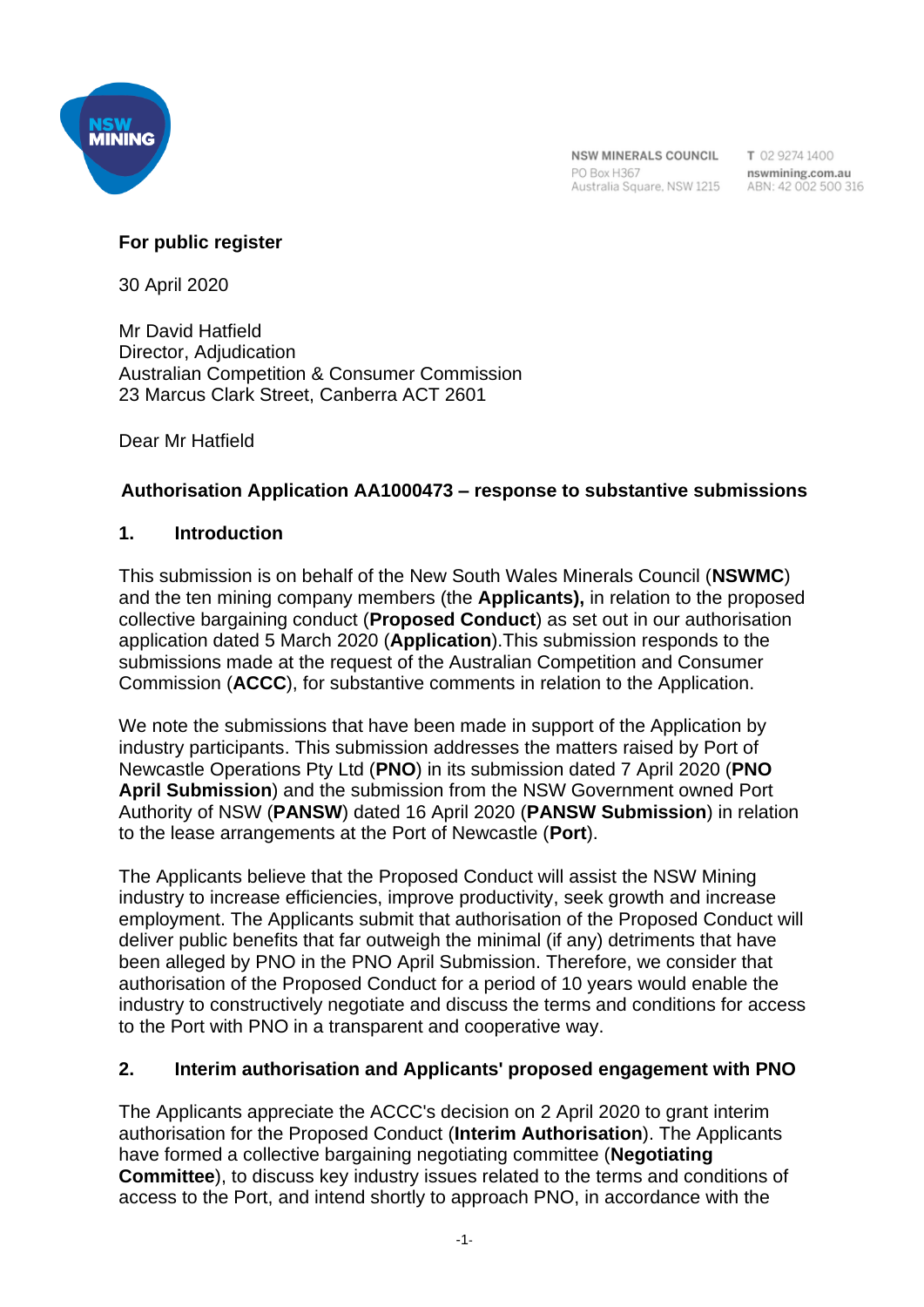NSW MINERALS COUNCIL
PO Box H367
Australia Square, NSW 1215

T 02 9274 1400
nswmining.com.au
ABN: 42 002 500 316

**For public register**

30 April 2020

Mr David Hatfield
Director, Adjudication
Australian Competition & Consumer Commission
23 Marcus Clark Street, Canberra ACT 2601

Dear Mr Hatfield

**Authorisation Application AA1000473 – response to substantive submissions**

## 1. Introduction

This submission is on behalf of the New South Wales Minerals Council (**NSWMC**) and the ten mining company members (the **Applicants),** in relation to the proposed collective bargaining conduct (**Proposed Conduct**) as set out in our authorisation application dated 5 March 2020 (**Application**).This submission responds to the submissions made at the request of the Australian Competition and Consumer Commission (**ACCC**), for substantive comments in relation to the Application.

We note the submissions that have been made in support of the Application by industry participants. This submission addresses the matters raised by Port of Newcastle Operations Pty Ltd (**PNO**) in its submission dated 7 April 2020 (**PNO April Submission**) and the submission from the NSW Government owned Port Authority of NSW (**PANSW**) dated 16 April 2020 (**PANSW Submission**) in relation to the lease arrangements at the Port of Newcastle (**Port**).

The Applicants believe that the Proposed Conduct will assist the NSW Mining industry to increase efficiencies, improve productivity, seek growth and increase employment. The Applicants submit that authorisation of the Proposed Conduct will deliver public benefits that far outweigh the minimal (if any) detriments that have been alleged by PNO in the PNO April Submission. Therefore, we consider that authorisation of the Proposed Conduct for a period of 10 years would enable the industry to constructively negotiate and discuss the terms and conditions for access to the Port with PNO in a transparent and cooperative way.

## 2. Interim authorisation and Applicants' proposed engagement with PNO

The Applicants appreciate the ACCC's decision on 2 April 2020 to grant interim authorisation for the Proposed Conduct (**Interim Authorisation**). The Applicants have formed a collective bargaining negotiating committee (**Negotiating Committee**), to discuss key industry issues related to the terms and conditions of access to the Port, and intend shortly to approach PNO, in accordance with the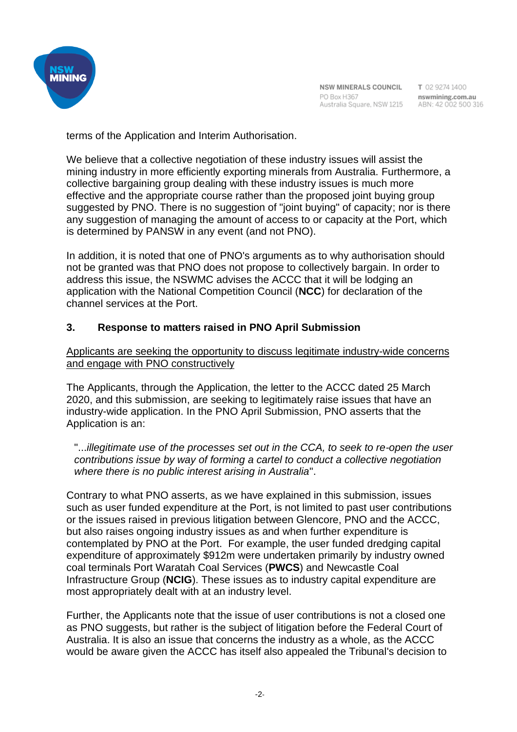terms of the Application and Interim Authorisation.

We believe that a collective negotiation of these industry issues will assist the mining industry in more efficiently exporting minerals from Australia. Furthermore, a collective bargaining group dealing with these industry issues is much more effective and the appropriate course rather than the proposed joint buying group suggested by PNO. There is no suggestion of "joint buying" of capacity; nor is there any suggestion of managing the amount of access to or capacity at the Port, which is determined by PANSW in any event (and not PNO).

In addition, it is noted that one of PNO's arguments as to why authorisation should not be granted was that PNO does not propose to collectively bargain. In order to address this issue, the NSWMC advises the ACCC that it will be lodging an application with the National Competition Council (**NCC**) for declaration of the channel services at the Port.

## 3. Response to matters raised in PNO April Submission

<u>Applicants are seeking the opportunity to discuss legitimate industry-wide concerns and engage with PNO constructively</u>

The Applicants, through the Application, the letter to the ACCC dated 25 March 2020, and this submission, are seeking to legitimately raise issues that have an industry-wide application. In the PNO April Submission, PNO asserts that the Application is an:

> "...*illegitimate use of the processes set out in the CCA, to seek to re-open the user contributions issue by way of forming a cartel to conduct a collective negotiation where there is no public interest arising in Australia*".

Contrary to what PNO asserts, as we have explained in this submission, issues such as user funded expenditure at the Port, is not limited to past user contributions or the issues raised in previous litigation between Glencore, PNO and the ACCC, but also raises ongoing industry issues as and when further expenditure is contemplated by PNO at the Port. For example, the user funded dredging capital expenditure of approximately $912m were undertaken primarily by industry owned coal terminals Port Waratah Coal Services (**PWCS**) and Newcastle Coal Infrastructure Group (**NCIG**). These issues as to industry capital expenditure are most appropriately dealt with at an industry level.

Further, the Applicants note that the issue of user contributions is not a closed one as PNO suggests, but rather is the subject of litigation before the Federal Court of Australia. It is also an issue that concerns the industry as a whole, as the ACCC would be aware given the ACCC has itself also appealed the Tribunal's decision to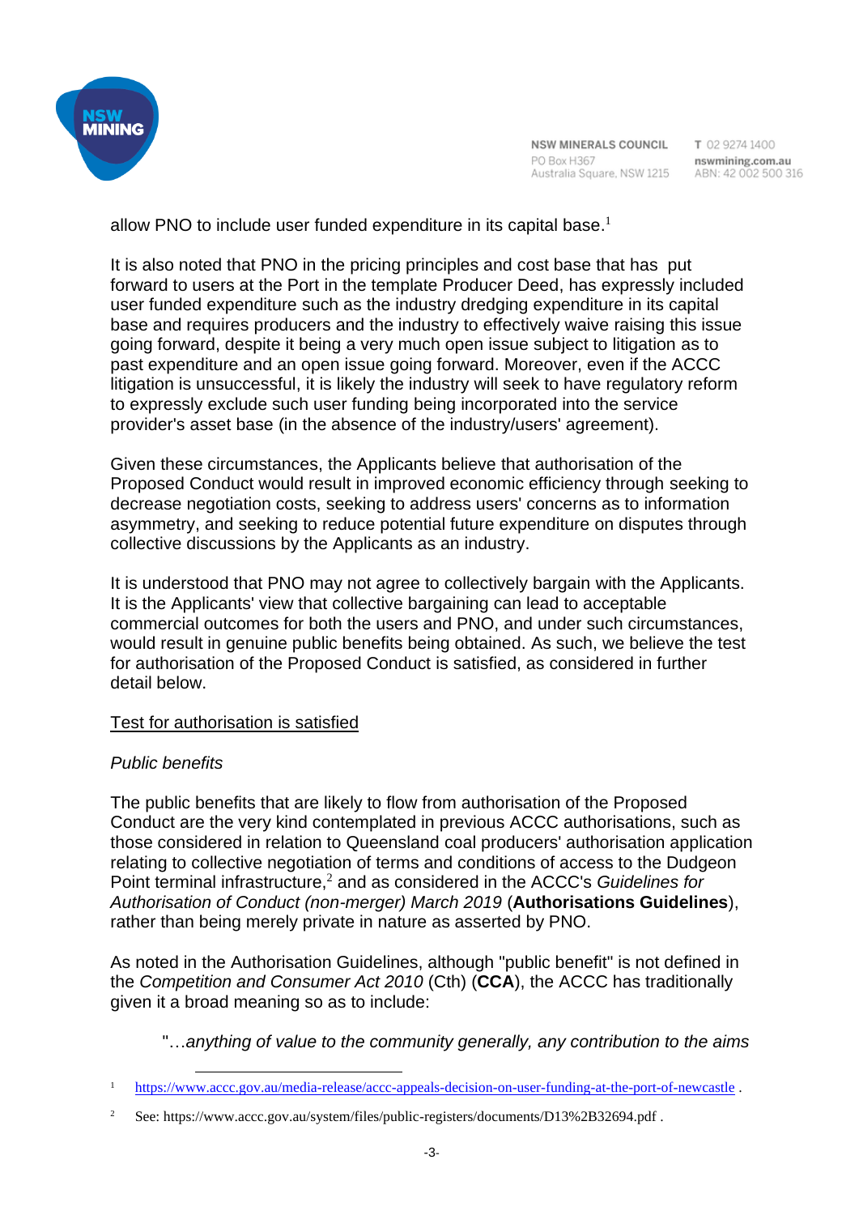allow PNO to include user funded expenditure in its capital base.[1]

It is also noted that PNO in the pricing principles and cost base that has put forward to users at the Port in the template Producer Deed, has expressly included user funded expenditure such as the industry dredging expenditure in its capital base and requires producers and the industry to effectively waive raising this issue going forward, despite it being a very much open issue subject to litigation as to past expenditure and an open issue going forward. Moreover, even if the ACCC litigation is unsuccessful, it is likely the industry will seek to have regulatory reform to expressly exclude such user funding being incorporated into the service provider's asset base (in the absence of the industry/users' agreement).

Given these circumstances, the Applicants believe that authorisation of the Proposed Conduct would result in improved economic efficiency through seeking to decrease negotiation costs, seeking to address users' concerns as to information asymmetry, and seeking to reduce potential future expenditure on disputes through collective discussions by the Applicants as an industry.

It is understood that PNO may not agree to collectively bargain with the Applicants. It is the Applicants' view that collective bargaining can lead to acceptable commercial outcomes for both the users and PNO, and under such circumstances, would result in genuine public benefits being obtained. As such, we believe the test for authorisation of the Proposed Conduct is satisfied, as considered in further detail below.

<u>Test for authorisation is satisfied</u>

*Public benefits*

The public benefits that are likely to flow from authorisation of the Proposed Conduct are the very kind contemplated in previous ACCC authorisations, such as those considered in relation to Queensland coal producers' authorisation application relating to collective negotiation of terms and conditions of access to the Dudgeon Point terminal infrastructure,[2] and as considered in the ACCC's *Guidelines for Authorisation of Conduct (non-merger) March 2019* (**Authorisations Guidelines**), rather than being merely private in nature as asserted by PNO.

As noted in the Authorisation Guidelines, although "public benefit" is not defined in the *Competition and Consumer Act 2010* (Cth) (**CCA**), the ACCC has traditionally given it a broad meaning so as to include:

> "…*anything of value to the community generally, any contribution to the aims*

---

[1] https://www.accc.gov.au/media-release/accc-appeals-decision-on-user-funding-at-the-port-of-newcastle .

[2] See: https://www.accc.gov.au/system/files/public-registers/documents/D13%2B32694.pdf .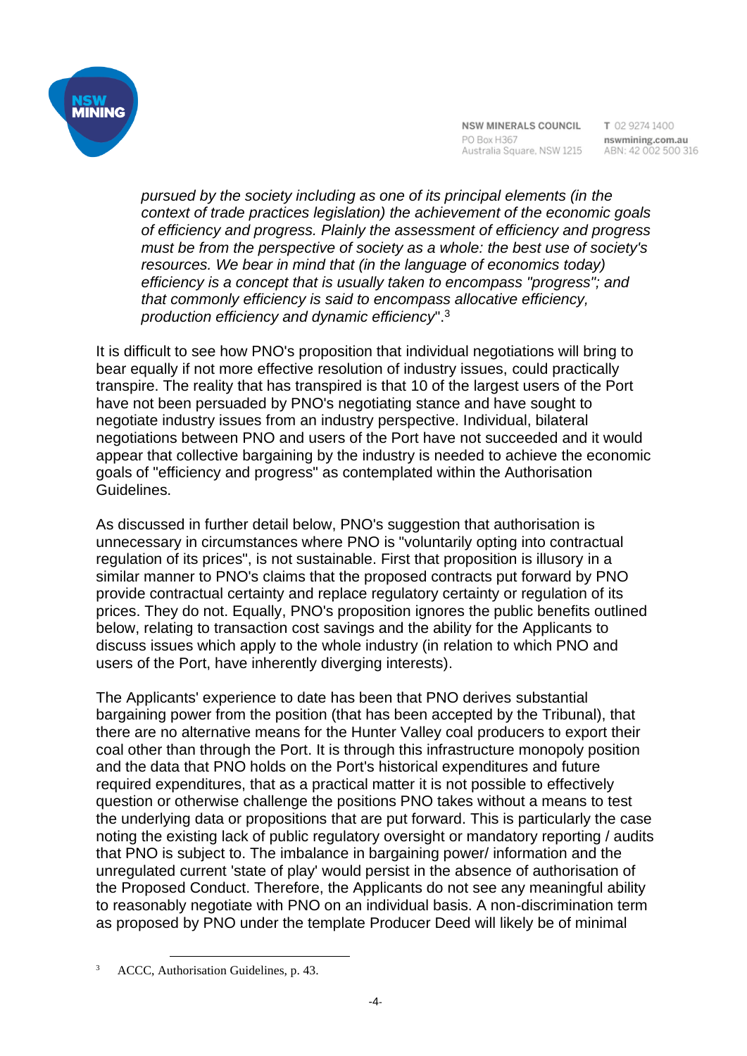*pursued by the society including as one of its principal elements (in the context of trade practices legislation) the achievement of the economic goals of efficiency and progress. Plainly the assessment of efficiency and progress must be from the perspective of society as a whole: the best use of society's resources. We bear in mind that (in the language of economics today) efficiency is a concept that is usually taken to encompass "progress"; and that commonly efficiency is said to encompass allocative efficiency, production efficiency and dynamic efficiency*".[3]

It is difficult to see how PNO's proposition that individual negotiations will bring to bear equally if not more effective resolution of industry issues, could practically transpire. The reality that has transpired is that 10 of the largest users of the Port have not been persuaded by PNO's negotiating stance and have sought to negotiate industry issues from an industry perspective. Individual, bilateral negotiations between PNO and users of the Port have not succeeded and it would appear that collective bargaining by the industry is needed to achieve the economic goals of "efficiency and progress" as contemplated within the Authorisation Guidelines.

As discussed in further detail below, PNO's suggestion that authorisation is unnecessary in circumstances where PNO is "voluntarily opting into contractual regulation of its prices", is not sustainable. First that proposition is illusory in a similar manner to PNO's claims that the proposed contracts put forward by PNO provide contractual certainty and replace regulatory certainty or regulation of its prices. They do not. Equally, PNO's proposition ignores the public benefits outlined below, relating to transaction cost savings and the ability for the Applicants to discuss issues which apply to the whole industry (in relation to which PNO and users of the Port, have inherently diverging interests).

The Applicants' experience to date has been that PNO derives substantial bargaining power from the position (that has been accepted by the Tribunal), that there are no alternative means for the Hunter Valley coal producers to export their coal other than through the Port. It is through this infrastructure monopoly position and the data that PNO holds on the Port's historical expenditures and future required expenditures, that as a practical matter it is not possible to effectively question or otherwise challenge the positions PNO takes without a means to test the underlying data or propositions that are put forward. This is particularly the case noting the existing lack of public regulatory oversight or mandatory reporting / audits that PNO is subject to. The imbalance in bargaining power/ information and the unregulated current 'state of play' would persist in the absence of authorisation of the Proposed Conduct. Therefore, the Applicants do not see any meaningful ability to reasonably negotiate with PNO on an individual basis. A non-discrimination term as proposed by PNO under the template Producer Deed will likely be of minimal

---

[3] ACCC, Authorisation Guidelines, p. 43.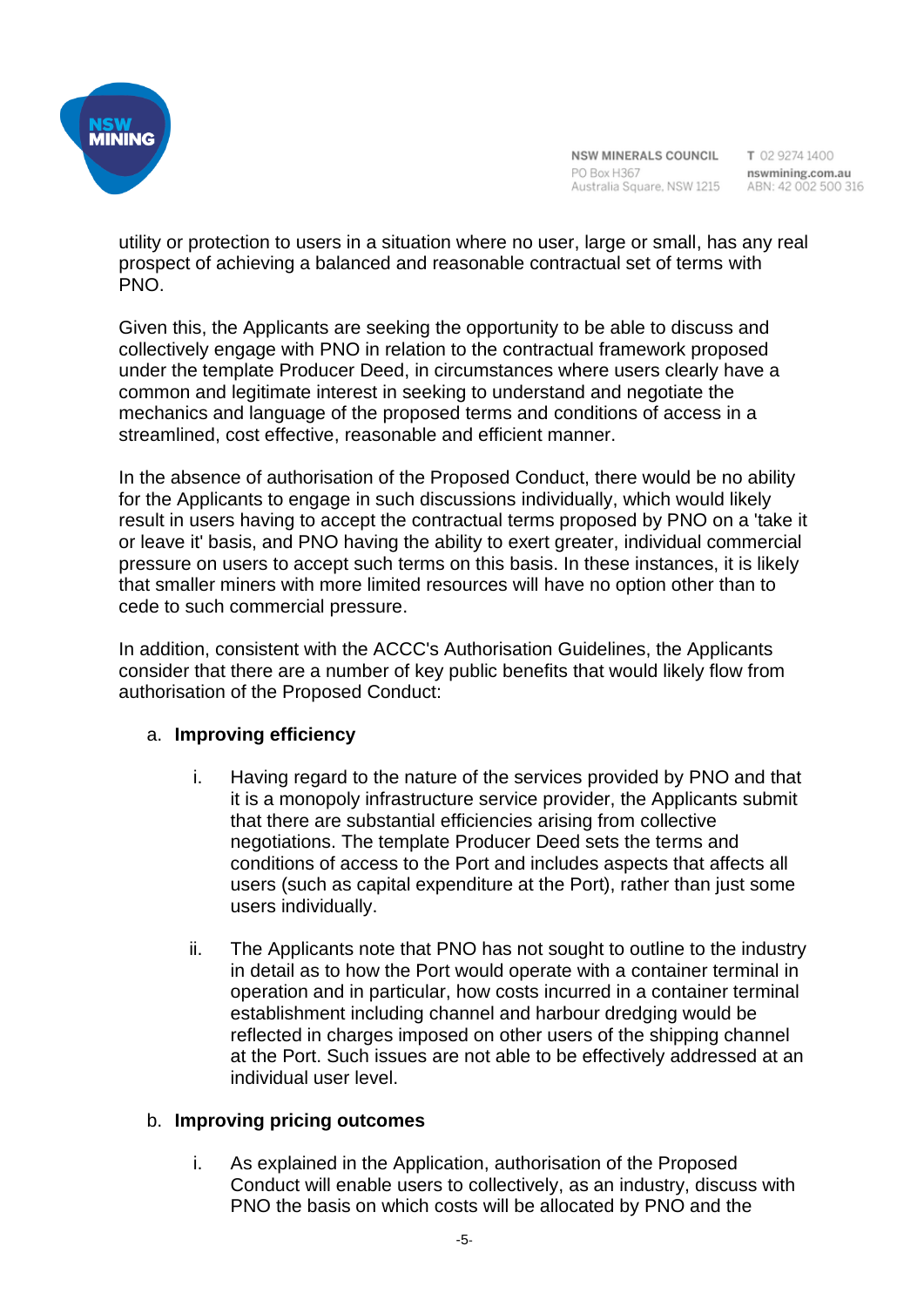utility or protection to users in a situation where no user, large or small, has any real prospect of achieving a balanced and reasonable contractual set of terms with PNO.

Given this, the Applicants are seeking the opportunity to be able to discuss and collectively engage with PNO in relation to the contractual framework proposed under the template Producer Deed, in circumstances where users clearly have a common and legitimate interest in seeking to understand and negotiate the mechanics and language of the proposed terms and conditions of access in a streamlined, cost effective, reasonable and efficient manner.

In the absence of authorisation of the Proposed Conduct, there would be no ability for the Applicants to engage in such discussions individually, which would likely result in users having to accept the contractual terms proposed by PNO on a 'take it or leave it' basis, and PNO having the ability to exert greater, individual commercial pressure on users to accept such terms on this basis. In these instances, it is likely that smaller miners with more limited resources will have no option other than to cede to such commercial pressure.

In addition, consistent with the ACCC's Authorisation Guidelines, the Applicants consider that there are a number of key public benefits that would likely flow from authorisation of the Proposed Conduct:

a. **Improving efficiency**

   i. Having regard to the nature of the services provided by PNO and that it is a monopoly infrastructure service provider, the Applicants submit that there are substantial efficiencies arising from collective negotiations. The template Producer Deed sets the terms and conditions of access to the Port and includes aspects that affects all users (such as capital expenditure at the Port), rather than just some users individually.

   ii. The Applicants note that PNO has not sought to outline to the industry in detail as to how the Port would operate with a container terminal in operation and in particular, how costs incurred in a container terminal establishment including channel and harbour dredging would be reflected in charges imposed on other users of the shipping channel at the Port. Such issues are not able to be effectively addressed at an individual user level.

b. **Improving pricing outcomes**

   i. As explained in the Application, authorisation of the Proposed Conduct will enable users to collectively, as an industry, discuss with PNO the basis on which costs will be allocated by PNO and the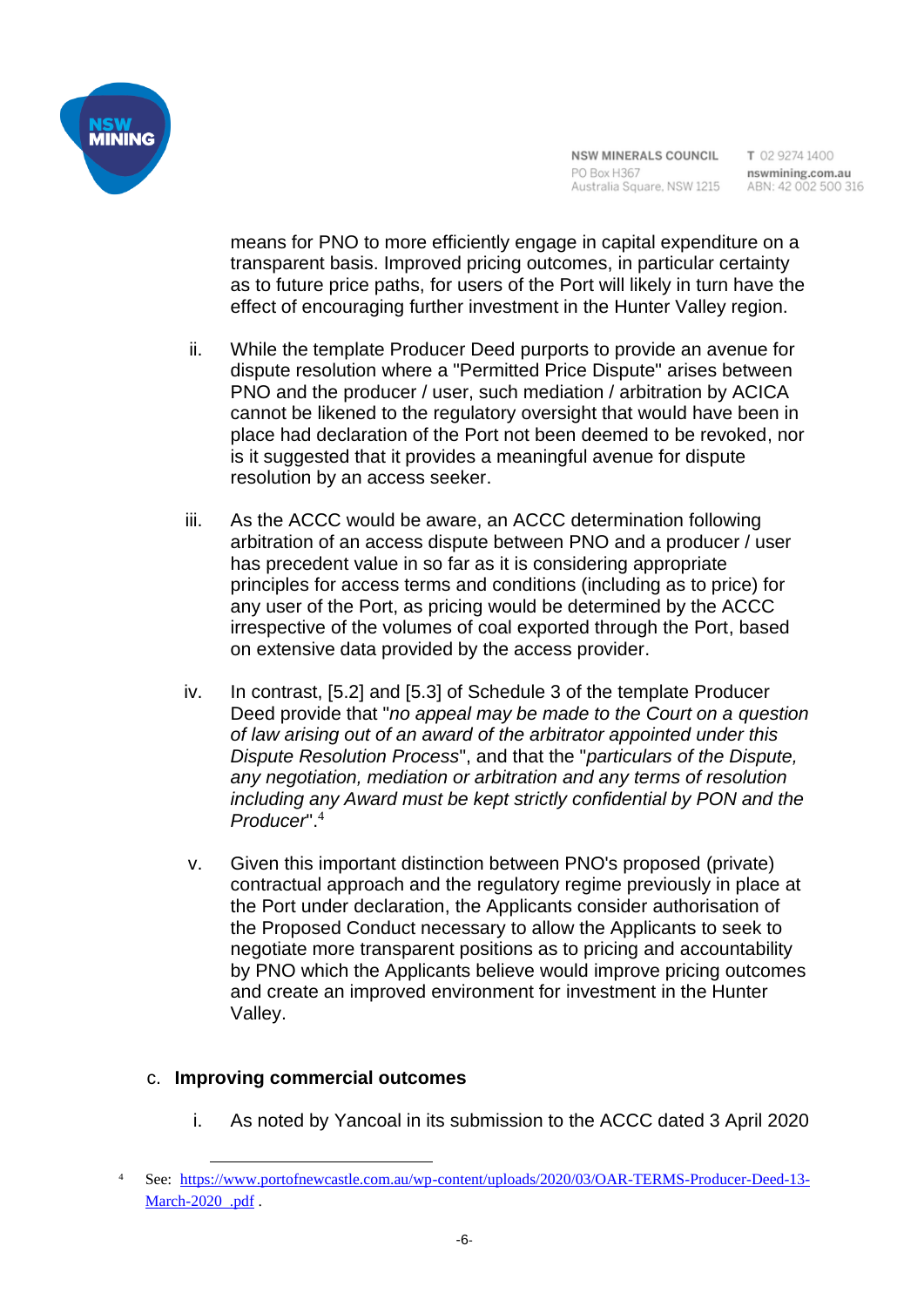means for PNO to more efficiently engage in capital expenditure on a transparent basis. Improved pricing outcomes, in particular certainty as to future price paths, for users of the Port will likely in turn have the effect of encouraging further investment in the Hunter Valley region.

ii. While the template Producer Deed purports to provide an avenue for dispute resolution where a "Permitted Price Dispute" arises between PNO and the producer / user, such mediation / arbitration by ACICA cannot be likened to the regulatory oversight that would have been in place had declaration of the Port not been deemed to be revoked, nor is it suggested that it provides a meaningful avenue for dispute resolution by an access seeker.

iii. As the ACCC would be aware, an ACCC determination following arbitration of an access dispute between PNO and a producer / user has precedent value in so far as it is considering appropriate principles for access terms and conditions (including as to price) for any user of the Port, as pricing would be determined by the ACCC irrespective of the volumes of coal exported through the Port, based on extensive data provided by the access provider.

iv. In contrast, [5.2] and [5.3] of Schedule 3 of the template Producer Deed provide that "*no appeal may be made to the Court on a question of law arising out of an award of the arbitrator appointed under this Dispute Resolution Process*", and that the "*particulars of the Dispute, any negotiation, mediation or arbitration and any terms of resolution including any Award must be kept strictly confidential by PON and the Producer*".[4]

v. Given this important distinction between PNO's proposed (private) contractual approach and the regulatory regime previously in place at the Port under declaration, the Applicants consider authorisation of the Proposed Conduct necessary to allow the Applicants to seek to negotiate more transparent positions as to pricing and accountability by PNO which the Applicants believe would improve pricing outcomes and create an improved environment for investment in the Hunter Valley.

c. **Improving commercial outcomes**

i. As noted by Yancoal in its submission to the ACCC dated 3 April 2020

---

[4] See: https://www.portofnewcastle.com.au/wp-content/uploads/2020/03/OAR-TERMS-Producer-Deed-13-March-2020_.pdf .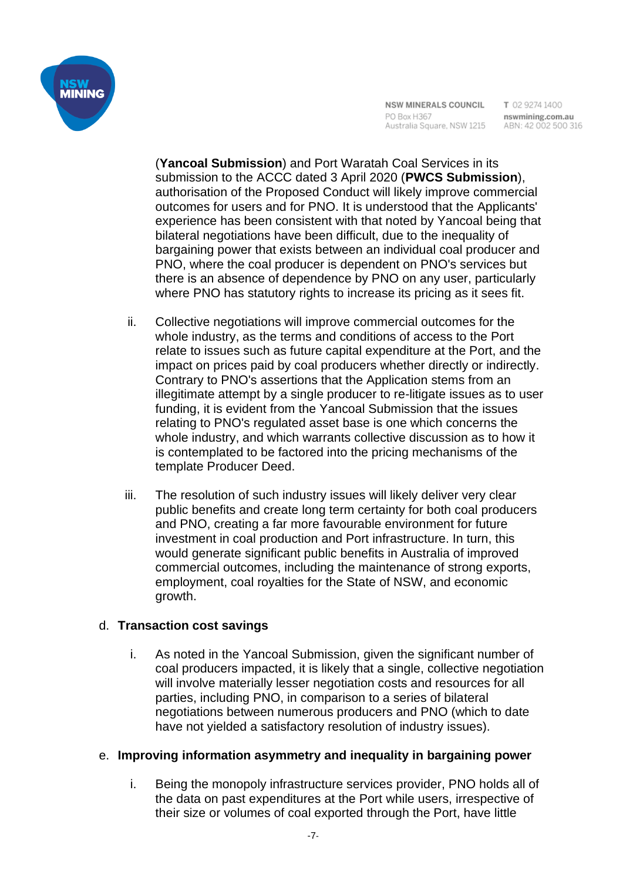(**Yancoal Submission**) and Port Waratah Coal Services in its submission to the ACCC dated 3 April 2020 (**PWCS Submission**), authorisation of the Proposed Conduct will likely improve commercial outcomes for users and for PNO. It is understood that the Applicants' experience has been consistent with that noted by Yancoal being that bilateral negotiations have been difficult, due to the inequality of bargaining power that exists between an individual coal producer and PNO, where the coal producer is dependent on PNO's services but there is an absence of dependence by PNO on any user, particularly where PNO has statutory rights to increase its pricing as it sees fit.

ii. Collective negotiations will improve commercial outcomes for the whole industry, as the terms and conditions of access to the Port relate to issues such as future capital expenditure at the Port, and the impact on prices paid by coal producers whether directly or indirectly. Contrary to PNO's assertions that the Application stems from an illegitimate attempt by a single producer to re-litigate issues as to user funding, it is evident from the Yancoal Submission that the issues relating to PNO's regulated asset base is one which concerns the whole industry, and which warrants collective discussion as to how it is contemplated to be factored into the pricing mechanisms of the template Producer Deed.

iii. The resolution of such industry issues will likely deliver very clear public benefits and create long term certainty for both coal producers and PNO, creating a far more favourable environment for future investment in coal production and Port infrastructure. In turn, this would generate significant public benefits in Australia of improved commercial outcomes, including the maintenance of strong exports, employment, coal royalties for the State of NSW, and economic growth.

d. **Transaction cost savings**

i. As noted in the Yancoal Submission, given the significant number of coal producers impacted, it is likely that a single, collective negotiation will involve materially lesser negotiation costs and resources for all parties, including PNO, in comparison to a series of bilateral negotiations between numerous producers and PNO (which to date have not yielded a satisfactory resolution of industry issues).

e. **Improving information asymmetry and inequality in bargaining power**

i. Being the monopoly infrastructure services provider, PNO holds all of the data on past expenditures at the Port while users, irrespective of their size or volumes of coal exported through the Port, have little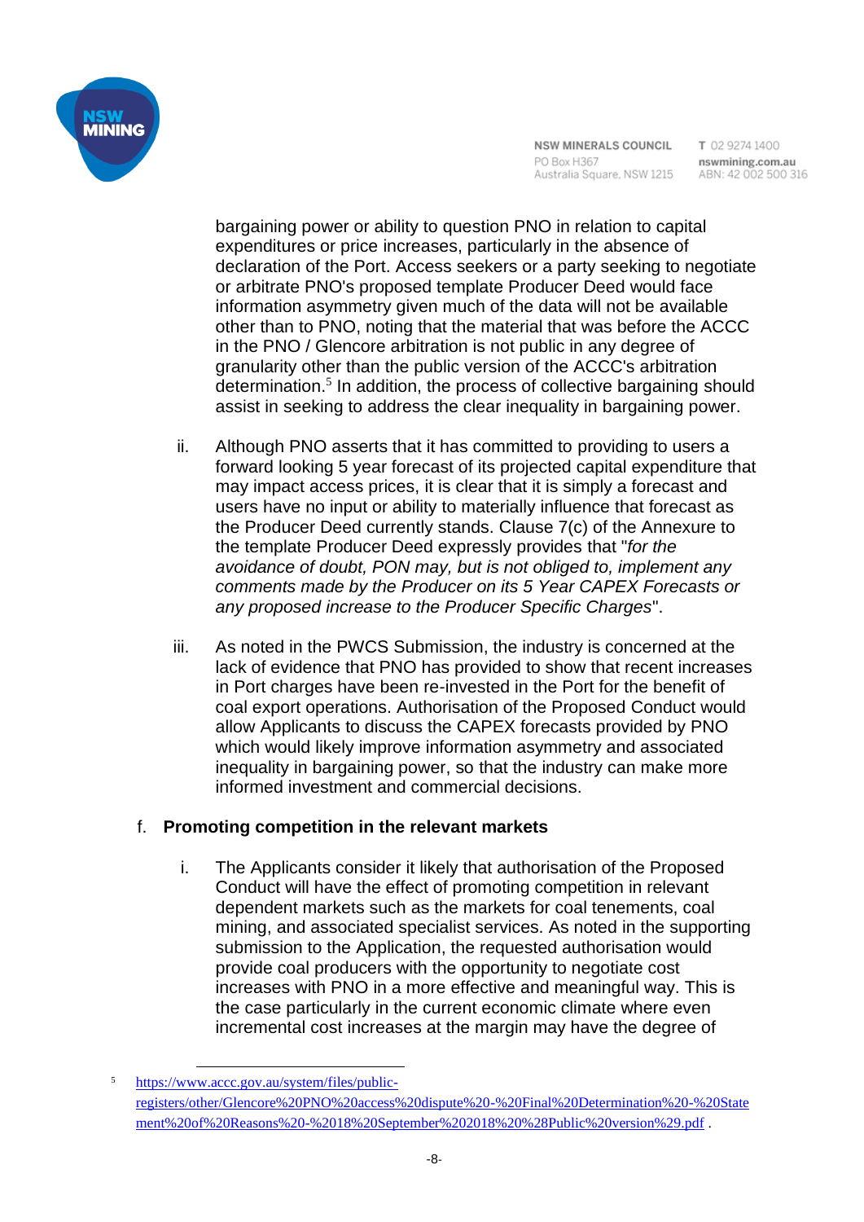bargaining power or ability to question PNO in relation to capital expenditures or price increases, particularly in the absence of declaration of the Port. Access seekers or a party seeking to negotiate or arbitrate PNO's proposed template Producer Deed would face information asymmetry given much of the data will not be available other than to PNO, noting that the material that was before the ACCC in the PNO / Glencore arbitration is not public in any degree of granularity other than the public version of the ACCC's arbitration determination.[5] In addition, the process of collective bargaining should assist in seeking to address the clear inequality in bargaining power.

ii. Although PNO asserts that it has committed to providing to users a forward looking 5 year forecast of its projected capital expenditure that may impact access prices, it is clear that it is simply a forecast and users have no input or ability to materially influence that forecast as the Producer Deed currently stands. Clause 7(c) of the Annexure to the template Producer Deed expressly provides that "*for the avoidance of doubt, PON may, but is not obliged to, implement any comments made by the Producer on its 5 Year CAPEX Forecasts or any proposed increase to the Producer Specific Charges*".

iii. As noted in the PWCS Submission, the industry is concerned at the lack of evidence that PNO has provided to show that recent increases in Port charges have been re-invested in the Port for the benefit of coal export operations. Authorisation of the Proposed Conduct would allow Applicants to discuss the CAPEX forecasts provided by PNO which would likely improve information asymmetry and associated inequality in bargaining power, so that the industry can make more informed investment and commercial decisions.

f. **Promoting competition in the relevant markets**

i. The Applicants consider it likely that authorisation of the Proposed Conduct will have the effect of promoting competition in relevant dependent markets such as the markets for coal tenements, coal mining, and associated specialist services. As noted in the supporting submission to the Application, the requested authorisation would provide coal producers with the opportunity to negotiate cost increases with PNO in a more effective and meaningful way. This is the case particularly in the current economic climate where even incremental cost increases at the margin may have the degree of

[5] https://www.accc.gov.au/system/files/public-registers/other/Glencore%20PNO%20access%20dispute%20-%20Final%20Determination%20-%20Statement%20of%20Reasons%20-%2018%20September%202018%20%28Public%20version%29.pdf .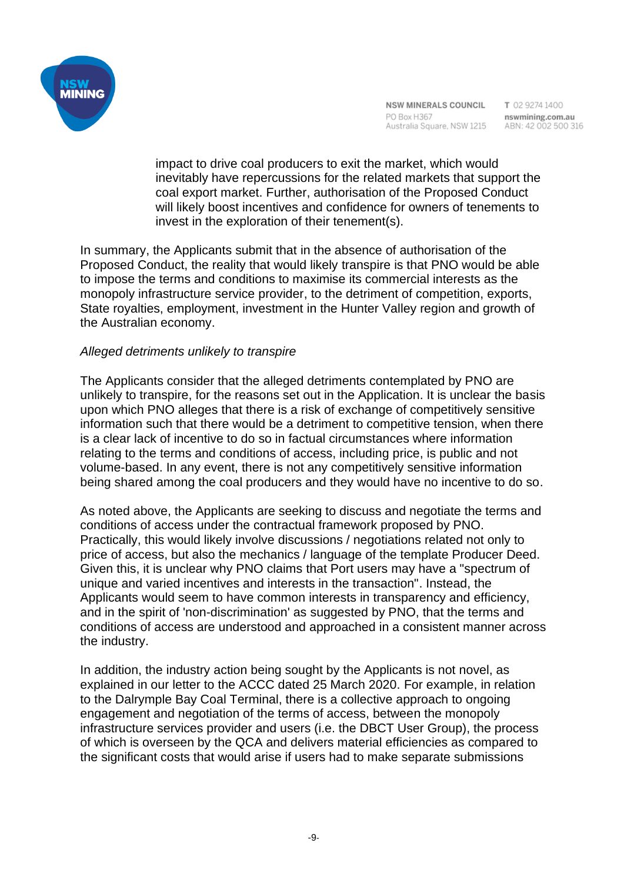impact to drive coal producers to exit the market, which would inevitably have repercussions for the related markets that support the coal export market. Further, authorisation of the Proposed Conduct will likely boost incentives and confidence for owners of tenements to invest in the exploration of their tenement(s).

In summary, the Applicants submit that in the absence of authorisation of the Proposed Conduct, the reality that would likely transpire is that PNO would be able to impose the terms and conditions to maximise its commercial interests as the monopoly infrastructure service provider, to the detriment of competition, exports, State royalties, employment, investment in the Hunter Valley region and growth of the Australian economy.

*Alleged detriments unlikely to transpire*

The Applicants consider that the alleged detriments contemplated by PNO are unlikely to transpire, for the reasons set out in the Application. It is unclear the basis upon which PNO alleges that there is a risk of exchange of competitively sensitive information such that there would be a detriment to competitive tension, when there is a clear lack of incentive to do so in factual circumstances where information relating to the terms and conditions of access, including price, is public and not volume-based. In any event, there is not any competitively sensitive information being shared among the coal producers and they would have no incentive to do so.

As noted above, the Applicants are seeking to discuss and negotiate the terms and conditions of access under the contractual framework proposed by PNO. Practically, this would likely involve discussions / negotiations related not only to price of access, but also the mechanics / language of the template Producer Deed. Given this, it is unclear why PNO claims that Port users may have a "spectrum of unique and varied incentives and interests in the transaction". Instead, the Applicants would seem to have common interests in transparency and efficiency, and in the spirit of 'non-discrimination' as suggested by PNO, that the terms and conditions of access are understood and approached in a consistent manner across the industry.

In addition, the industry action being sought by the Applicants is not novel, as explained in our letter to the ACCC dated 25 March 2020. For example, in relation to the Dalrymple Bay Coal Terminal, there is a collective approach to ongoing engagement and negotiation of the terms of access, between the monopoly infrastructure services provider and users (i.e. the DBCT User Group), the process of which is overseen by the QCA and delivers material efficiencies as compared to the significant costs that would arise if users had to make separate submissions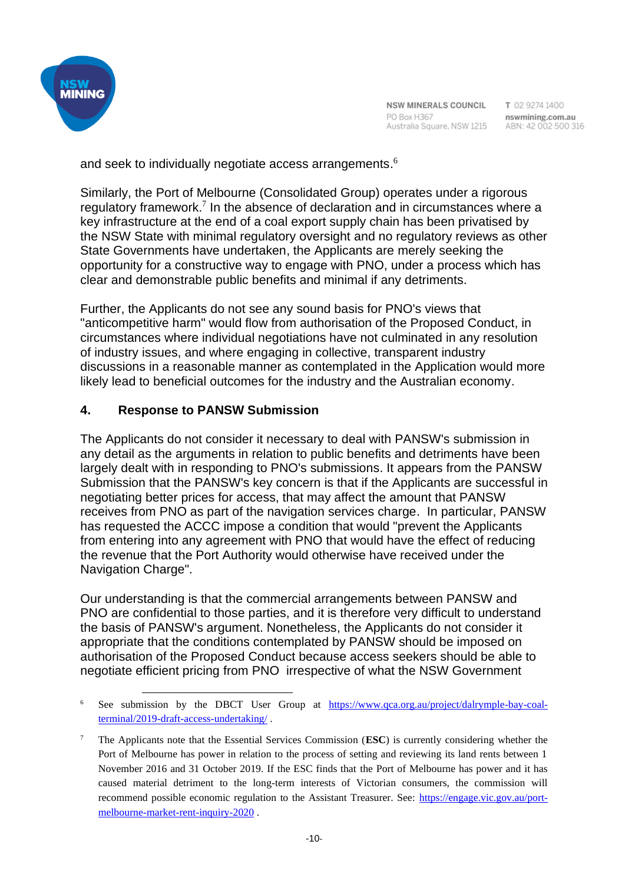and seek to individually negotiate access arrangements.[6]

Similarly, the Port of Melbourne (Consolidated Group) operates under a rigorous regulatory framework.[7] In the absence of declaration and in circumstances where a key infrastructure at the end of a coal export supply chain has been privatised by the NSW State with minimal regulatory oversight and no regulatory reviews as other State Governments have undertaken, the Applicants are merely seeking the opportunity for a constructive way to engage with PNO, under a process which has clear and demonstrable public benefits and minimal if any detriments.

Further, the Applicants do not see any sound basis for PNO's views that "anticompetitive harm" would flow from authorisation of the Proposed Conduct, in circumstances where individual negotiations have not culminated in any resolution of industry issues, and where engaging in collective, transparent industry discussions in a reasonable manner as contemplated in the Application would more likely lead to beneficial outcomes for the industry and the Australian economy.

## 4. Response to PANSW Submission

The Applicants do not consider it necessary to deal with PANSW's submission in any detail as the arguments in relation to public benefits and detriments have been largely dealt with in responding to PNO's submissions. It appears from the PANSW Submission that the PANSW's key concern is that if the Applicants are successful in negotiating better prices for access, that may affect the amount that PANSW receives from PNO as part of the navigation services charge. In particular, PANSW has requested the ACCC impose a condition that would "prevent the Applicants from entering into any agreement with PNO that would have the effect of reducing the revenue that the Port Authority would otherwise have received under the Navigation Charge".

Our understanding is that the commercial arrangements between PANSW and PNO are confidential to those parties, and it is therefore very difficult to understand the basis of PANSW's argument. Nonetheless, the Applicants do not consider it appropriate that the conditions contemplated by PANSW should be imposed on authorisation of the Proposed Conduct because access seekers should be able to negotiate efficient pricing from PNO irrespective of what the NSW Government

---

[6] See submission by the DBCT User Group at https://www.qca.org.au/project/dalrymple-bay-coal-terminal/2019-draft-access-undertaking/ .

[7] The Applicants note that the Essential Services Commission (**ESC**) is currently considering whether the Port of Melbourne has power in relation to the process of setting and reviewing its land rents between 1 November 2016 and 31 October 2019. If the ESC finds that the Port of Melbourne has power and it has caused material detriment to the long-term interests of Victorian consumers, the commission will recommend possible economic regulation to the Assistant Treasurer. See: https://engage.vic.gov.au/port-melbourne-market-rent-inquiry-2020 .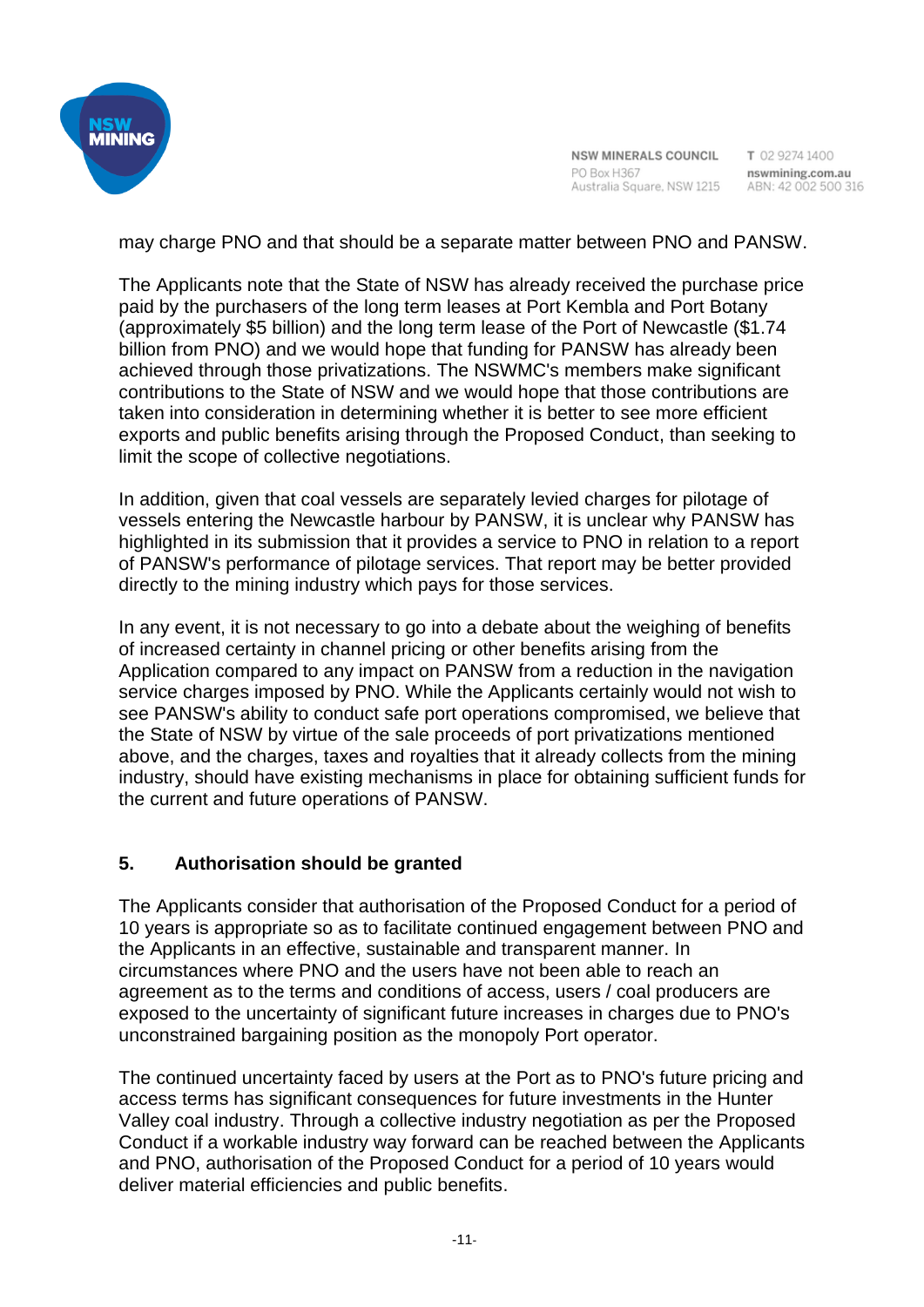may charge PNO and that should be a separate matter between PNO and PANSW.

The Applicants note that the State of NSW has already received the purchase price paid by the purchasers of the long term leases at Port Kembla and Port Botany (approximately $5 billion) and the long term lease of the Port of Newcastle ($1.74 billion from PNO) and we would hope that funding for PANSW has already been achieved through those privatizations. The NSWMC's members make significant contributions to the State of NSW and we would hope that those contributions are taken into consideration in determining whether it is better to see more efficient exports and public benefits arising through the Proposed Conduct, than seeking to limit the scope of collective negotiations.

In addition, given that coal vessels are separately levied charges for pilotage of vessels entering the Newcastle harbour by PANSW, it is unclear why PANSW has highlighted in its submission that it provides a service to PNO in relation to a report of PANSW's performance of pilotage services. That report may be better provided directly to the mining industry which pays for those services.

In any event, it is not necessary to go into a debate about the weighing of benefits of increased certainty in channel pricing or other benefits arising from the Application compared to any impact on PANSW from a reduction in the navigation service charges imposed by PNO. While the Applicants certainly would not wish to see PANSW's ability to conduct safe port operations compromised, we believe that the State of NSW by virtue of the sale proceeds of port privatizations mentioned above, and the charges, taxes and royalties that it already collects from the mining industry, should have existing mechanisms in place for obtaining sufficient funds for the current and future operations of PANSW.

## 5. Authorisation should be granted

The Applicants consider that authorisation of the Proposed Conduct for a period of 10 years is appropriate so as to facilitate continued engagement between PNO and the Applicants in an effective, sustainable and transparent manner. In circumstances where PNO and the users have not been able to reach an agreement as to the terms and conditions of access, users / coal producers are exposed to the uncertainty of significant future increases in charges due to PNO's unconstrained bargaining position as the monopoly Port operator.

The continued uncertainty faced by users at the Port as to PNO's future pricing and access terms has significant consequences for future investments in the Hunter Valley coal industry. Through a collective industry negotiation as per the Proposed Conduct if a workable industry way forward can be reached between the Applicants and PNO, authorisation of the Proposed Conduct for a period of 10 years would deliver material efficiencies and public benefits.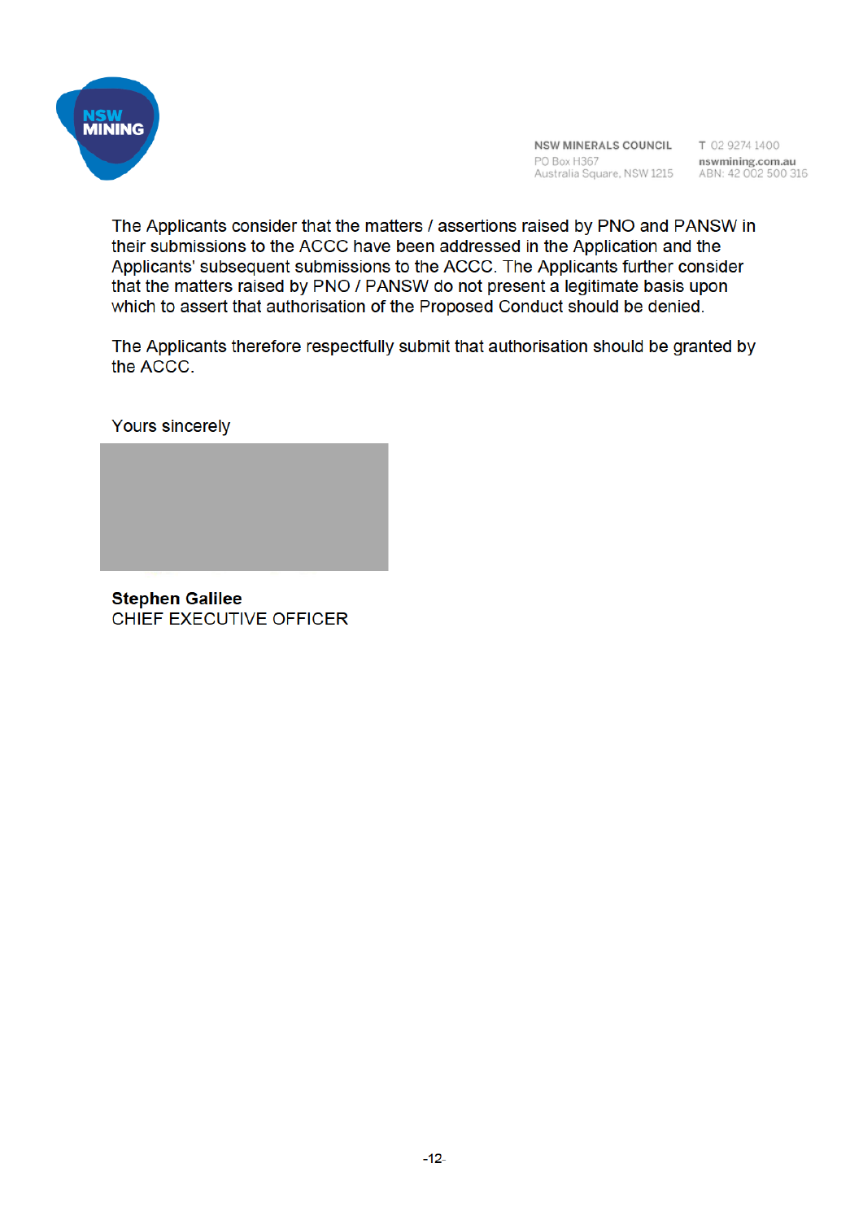NSW MINERALS COUNCIL
PO Box H367
Australia Square, NSW 1215

T 02 9274 1400
nswmining.com.au
ABN: 42 002 500 316

The Applicants consider that the matters / assertions raised by PNO and PANSW in their submissions to the ACCC have been addressed in the Application and the Applicants' subsequent submissions to the ACCC. The Applicants further consider that the matters raised by PNO / PANSW do not present a legitimate basis upon which to assert that authorisation of the Proposed Conduct should be denied.

The Applicants therefore respectfully submit that authorisation should be granted by the ACCC.

Yours sincerely

**Stephen Galilee**
CHIEF EXECUTIVE OFFICER